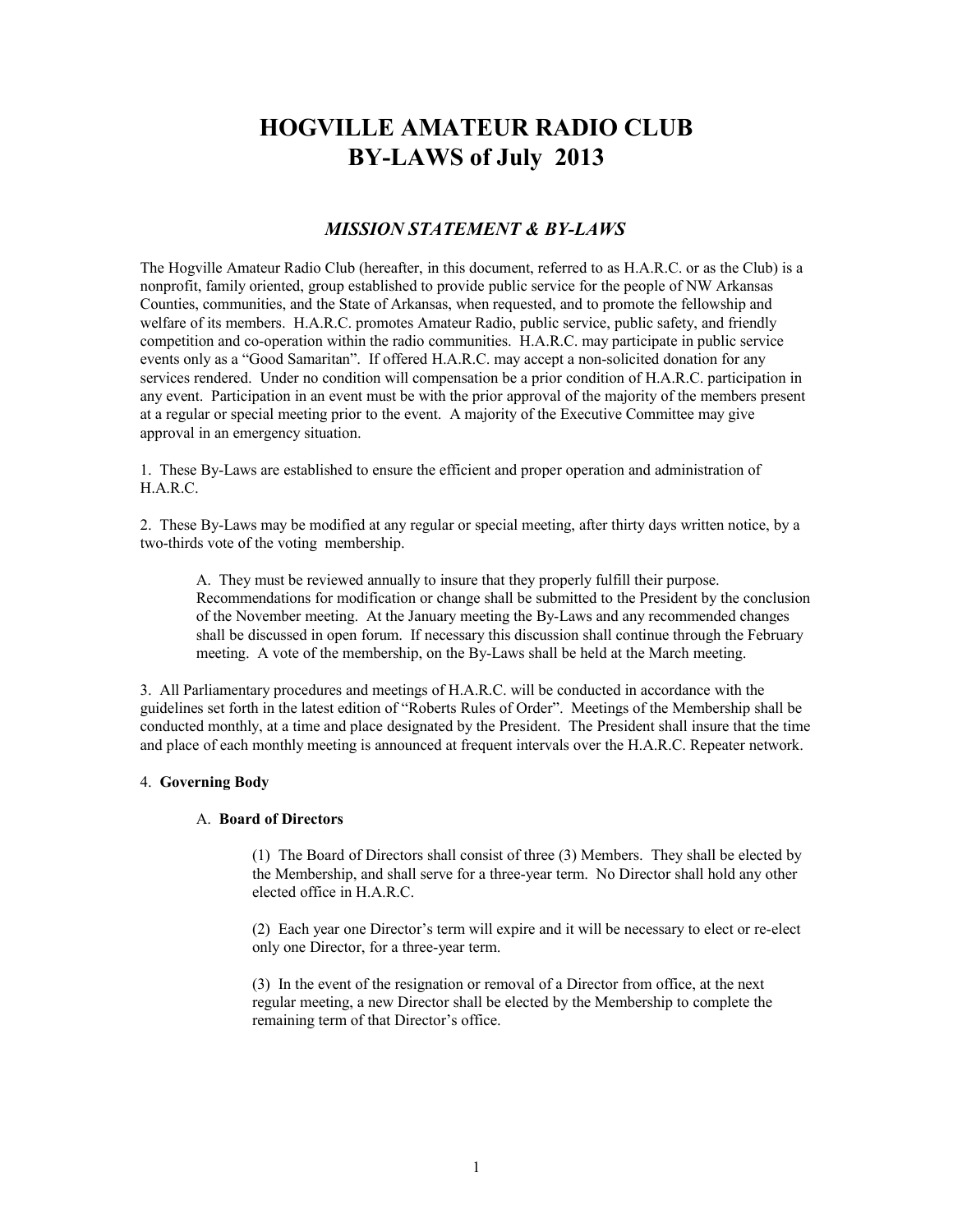# HOGVILLE AMATEUR RADIO CLUB
# BY-LAWS of July 2013

## *MISSION STATEMENT & BY-LAWS*

The Hogville Amateur Radio Club (hereafter, in this document, referred to as H.A.R.C. or as the Club) is a nonprofit, family oriented, group established to provide public service for the people of NW Arkansas Counties, communities, and the State of Arkansas, when requested, and to promote the fellowship and welfare of its members. H.A.R.C. promotes Amateur Radio, public service, public safety, and friendly competition and co-operation within the radio communities. H.A.R.C. may participate in public service events only as a "Good Samaritan". If offered H.A.R.C. may accept a non-solicited donation for any services rendered. Under no condition will compensation be a prior condition of H.A.R.C. participation in any event. Participation in an event must be with the prior approval of the majority of the members present at a regular or special meeting prior to the event. A majority of the Executive Committee may give approval in an emergency situation.

1. These By-Laws are established to ensure the efficient and proper operation and administration of H.A.R.C.

2. These By-Laws may be modified at any regular or special meeting, after thirty days written notice, by a two-thirds vote of the voting membership.

   A. They must be reviewed annually to insure that they properly fulfill their purpose. Recommendations for modification or change shall be submitted to the President by the conclusion of the November meeting. At the January meeting the By-Laws and any recommended changes shall be discussed in open forum. If necessary this discussion shall continue through the February meeting. A vote of the membership, on the By-Laws shall be held at the March meeting.

3. All Parliamentary procedures and meetings of H.A.R.C. will be conducted in accordance with the guidelines set forth in the latest edition of "Roberts Rules of Order". Meetings of the Membership shall be conducted monthly, at a time and place designated by the President. The President shall insure that the time and place of each monthly meeting is announced at frequent intervals over the H.A.R.C. Repeater network.

4. **Governing Body**

   A. **Board of Directors**

      (1) The Board of Directors shall consist of three (3) Members. They shall be elected by the Membership, and shall serve for a three-year term. No Director shall hold any other elected office in H.A.R.C.

      (2) Each year one Director's term will expire and it will be necessary to elect or re-elect only one Director, for a three-year term.

      (3) In the event of the resignation or removal of a Director from office, at the next regular meeting, a new Director shall be elected by the Membership to complete the remaining term of that Director's office.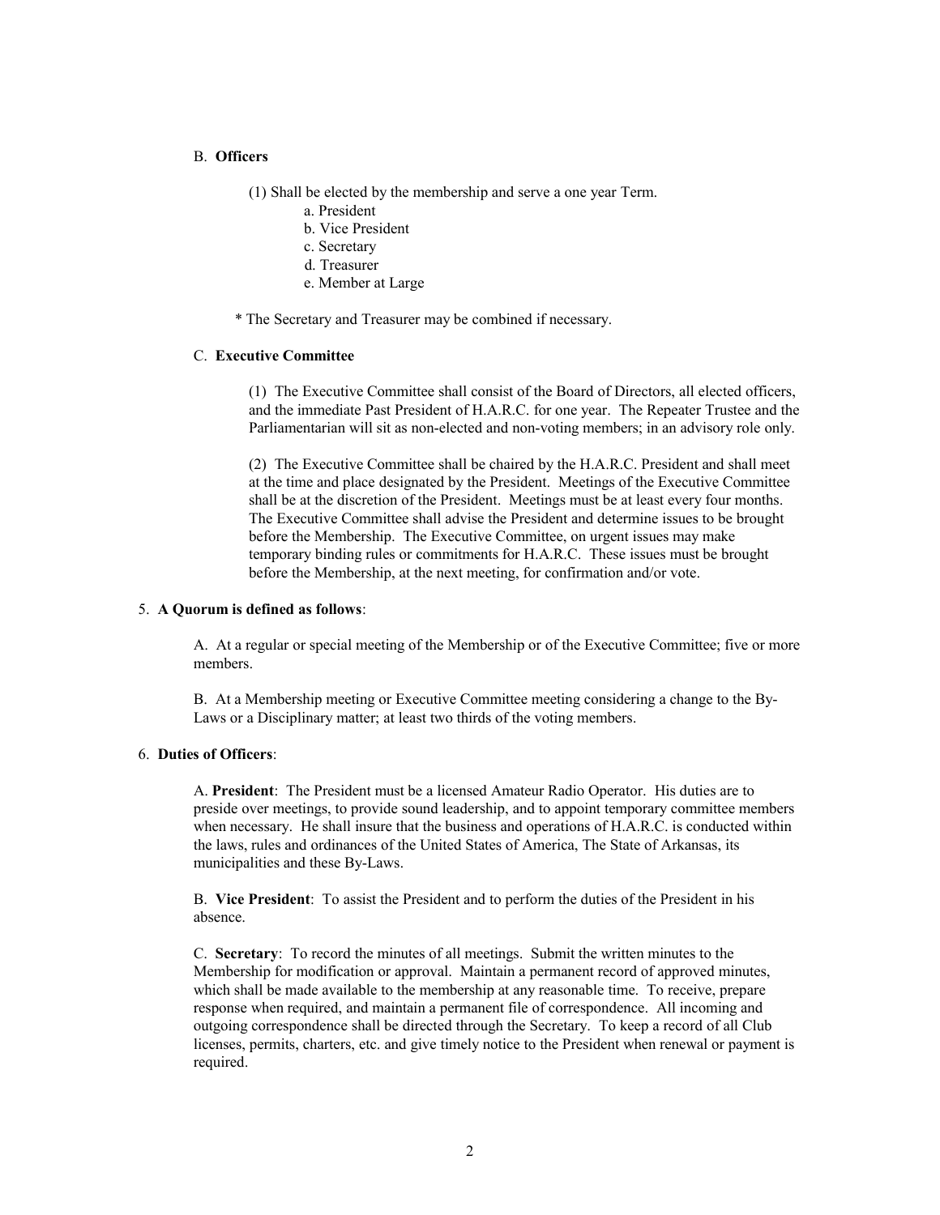B. **Officers**

(1) Shall be elected by the membership and serve a one year Term.

a. President
b. Vice President
c. Secretary
d. Treasurer
e. Member at Large

\* The Secretary and Treasurer may be combined if necessary.

C. **Executive Committee**

(1) The Executive Committee shall consist of the Board of Directors, all elected officers, and the immediate Past President of H.A.R.C. for one year. The Repeater Trustee and the Parliamentarian will sit as non-elected and non-voting members; in an advisory role only.

(2) The Executive Committee shall be chaired by the H.A.R.C. President and shall meet at the time and place designated by the President. Meetings of the Executive Committee shall be at the discretion of the President. Meetings must be at least every four months. The Executive Committee shall advise the President and determine issues to be brought before the Membership. The Executive Committee, on urgent issues may make temporary binding rules or commitments for H.A.R.C. These issues must be brought before the Membership, at the next meeting, for confirmation and/or vote.

5. **A Quorum is defined as follows**:

A. At a regular or special meeting of the Membership or of the Executive Committee; five or more members.

B. At a Membership meeting or Executive Committee meeting considering a change to the By-Laws or a Disciplinary matter; at least two thirds of the voting members.

6. **Duties of Officers**:

A. **President**: The President must be a licensed Amateur Radio Operator. His duties are to preside over meetings, to provide sound leadership, and to appoint temporary committee members when necessary. He shall insure that the business and operations of H.A.R.C. is conducted within the laws, rules and ordinances of the United States of America, The State of Arkansas, its municipalities and these By-Laws.

B. **Vice President**: To assist the President and to perform the duties of the President in his absence.

C. **Secretary**: To record the minutes of all meetings. Submit the written minutes to the Membership for modification or approval. Maintain a permanent record of approved minutes, which shall be made available to the membership at any reasonable time. To receive, prepare response when required, and maintain a permanent file of correspondence. All incoming and outgoing correspondence shall be directed through the Secretary. To keep a record of all Club licenses, permits, charters, etc. and give timely notice to the President when renewal or payment is required.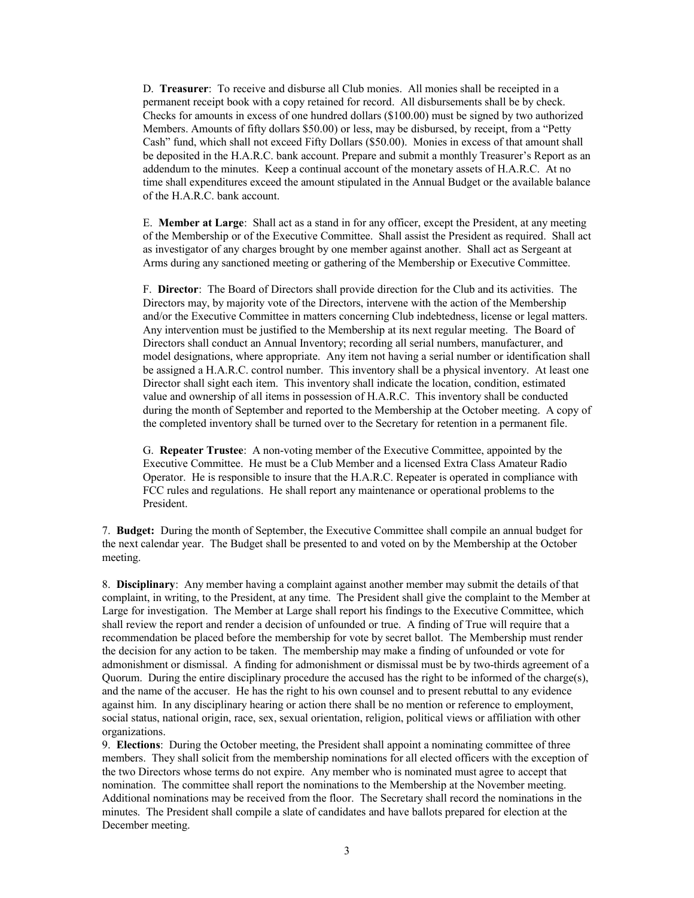D. **Treasurer**: To receive and disburse all Club monies. All monies shall be receipted in a permanent receipt book with a copy retained for record. All disbursements shall be by check. Checks for amounts in excess of one hundred dollars ($100.00) must be signed by two authorized Members. Amounts of fifty dollars $50.00) or less, may be disbursed, by receipt, from a "Petty Cash" fund, which shall not exceed Fifty Dollars ($50.00). Monies in excess of that amount shall be deposited in the H.A.R.C. bank account. Prepare and submit a monthly Treasurer's Report as an addendum to the minutes. Keep a continual account of the monetary assets of H.A.R.C. At no time shall expenditures exceed the amount stipulated in the Annual Budget or the available balance of the H.A.R.C. bank account.

E. **Member at Large**: Shall act as a stand in for any officer, except the President, at any meeting of the Membership or of the Executive Committee. Shall assist the President as required. Shall act as investigator of any charges brought by one member against another. Shall act as Sergeant at Arms during any sanctioned meeting or gathering of the Membership or Executive Committee.

F. **Director**: The Board of Directors shall provide direction for the Club and its activities. The Directors may, by majority vote of the Directors, intervene with the action of the Membership and/or the Executive Committee in matters concerning Club indebtedness, license or legal matters. Any intervention must be justified to the Membership at its next regular meeting. The Board of Directors shall conduct an Annual Inventory; recording all serial numbers, manufacturer, and model designations, where appropriate. Any item not having a serial number or identification shall be assigned a H.A.R.C. control number. This inventory shall be a physical inventory. At least one Director shall sight each item. This inventory shall indicate the location, condition, estimated value and ownership of all items in possession of H.A.R.C. This inventory shall be conducted during the month of September and reported to the Membership at the October meeting. A copy of the completed inventory shall be turned over to the Secretary for retention in a permanent file.

G. **Repeater Trustee**: A non-voting member of the Executive Committee, appointed by the Executive Committee. He must be a Club Member and a licensed Extra Class Amateur Radio Operator. He is responsible to insure that the H.A.R.C. Repeater is operated in compliance with FCC rules and regulations. He shall report any maintenance or operational problems to the President.

7. **Budget:** During the month of September, the Executive Committee shall compile an annual budget for the next calendar year. The Budget shall be presented to and voted on by the Membership at the October meeting.

8. **Disciplinary**: Any member having a complaint against another member may submit the details of that complaint, in writing, to the President, at any time. The President shall give the complaint to the Member at Large for investigation. The Member at Large shall report his findings to the Executive Committee, which shall review the report and render a decision of unfounded or true. A finding of True will require that a recommendation be placed before the membership for vote by secret ballot. The Membership must render the decision for any action to be taken. The membership may make a finding of unfounded or vote for admonishment or dismissal. A finding for admonishment or dismissal must be by two-thirds agreement of a Quorum. During the entire disciplinary procedure the accused has the right to be informed of the charge(s), and the name of the accuser. He has the right to his own counsel and to present rebuttal to any evidence against him. In any disciplinary hearing or action there shall be no mention or reference to employment, social status, national origin, race, sex, sexual orientation, religion, political views or affiliation with other organizations.

9. **Elections**: During the October meeting, the President shall appoint a nominating committee of three members. They shall solicit from the membership nominations for all elected officers with the exception of the two Directors whose terms do not expire. Any member who is nominated must agree to accept that nomination. The committee shall report the nominations to the Membership at the November meeting. Additional nominations may be received from the floor. The Secretary shall record the nominations in the minutes. The President shall compile a slate of candidates and have ballots prepared for election at the December meeting.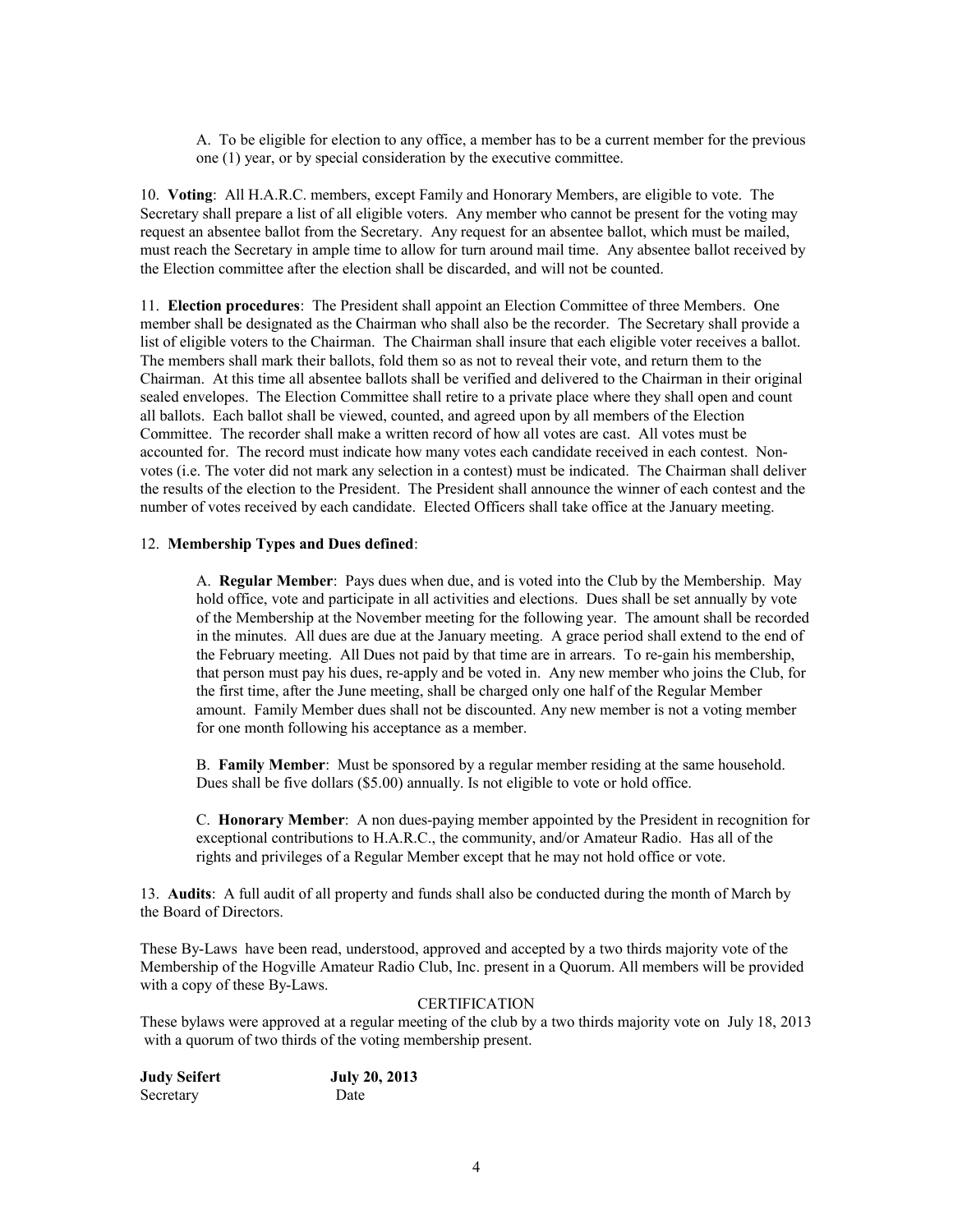A. To be eligible for election to any office, a member has to be a current member for the previous one (1) year, or by special consideration by the executive committee.

10. **Voting**: All H.A.R.C. members, except Family and Honorary Members, are eligible to vote. The Secretary shall prepare a list of all eligible voters. Any member who cannot be present for the voting may request an absentee ballot from the Secretary. Any request for an absentee ballot, which must be mailed, must reach the Secretary in ample time to allow for turn around mail time. Any absentee ballot received by the Election committee after the election shall be discarded, and will not be counted.

11. **Election procedures**: The President shall appoint an Election Committee of three Members. One member shall be designated as the Chairman who shall also be the recorder. The Secretary shall provide a list of eligible voters to the Chairman. The Chairman shall insure that each eligible voter receives a ballot. The members shall mark their ballots, fold them so as not to reveal their vote, and return them to the Chairman. At this time all absentee ballots shall be verified and delivered to the Chairman in their original sealed envelopes. The Election Committee shall retire to a private place where they shall open and count all ballots. Each ballot shall be viewed, counted, and agreed upon by all members of the Election Committee. The recorder shall make a written record of how all votes are cast. All votes must be accounted for. The record must indicate how many votes each candidate received in each contest. Non-votes (i.e. The voter did not mark any selection in a contest) must be indicated. The Chairman shall deliver the results of the election to the President. The President shall announce the winner of each contest and the number of votes received by each candidate. Elected Officers shall take office at the January meeting.

12. **Membership Types and Dues defined**:

A. **Regular Member**: Pays dues when due, and is voted into the Club by the Membership. May hold office, vote and participate in all activities and elections. Dues shall be set annually by vote of the Membership at the November meeting for the following year. The amount shall be recorded in the minutes. All dues are due at the January meeting. A grace period shall extend to the end of the February meeting. All Dues not paid by that time are in arrears. To re-gain his membership, that person must pay his dues, re-apply and be voted in. Any new member who joins the Club, for the first time, after the June meeting, shall be charged only one half of the Regular Member amount. Family Member dues shall not be discounted. Any new member is not a voting member for one month following his acceptance as a member.

B. **Family Member**: Must be sponsored by a regular member residing at the same household. Dues shall be five dollars ($5.00) annually. Is not eligible to vote or hold office.

C. **Honorary Member**: A non dues-paying member appointed by the President in recognition for exceptional contributions to H.A.R.C., the community, and/or Amateur Radio. Has all of the rights and privileges of a Regular Member except that he may not hold office or vote.

13. **Audits**: A full audit of all property and funds shall also be conducted during the month of March by the Board of Directors.

These By-Laws have been read, understood, approved and accepted by a two thirds majority vote of the Membership of the Hogville Amateur Radio Club, Inc. present in a Quorum. All members will be provided with a copy of these By-Laws.

CERTIFICATION

These bylaws were approved at a regular meeting of the club by a two thirds majority vote on July 18, 2013 with a quorum of two thirds of the voting membership present.

**Judy Seifert** **July 20, 2013**
Secretary Date